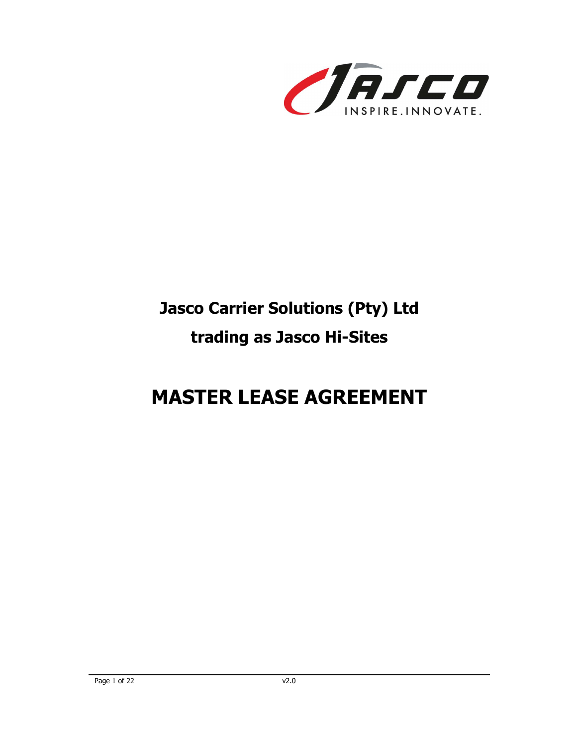**Jasco Carrier Solutions (Pty) Ltd**

**trading as Jasco Hi-Sites**

# MASTER LEASE AGREEMENT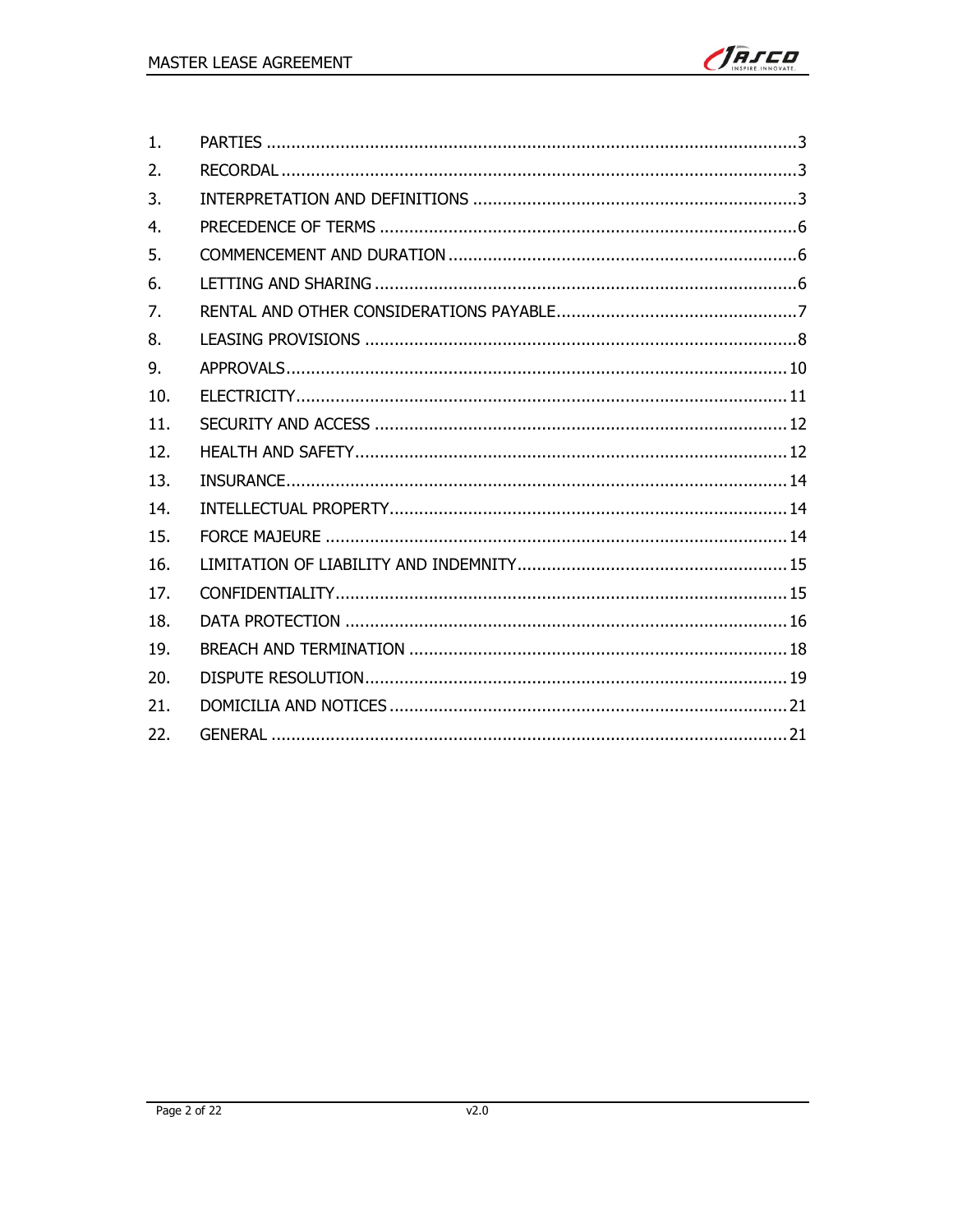1. PARTIES .....3
2. RECORDAL .....3
3. INTERPRETATION AND DEFINITIONS .....3
4. PRECEDENCE OF TERMS .....6
5. COMMENCEMENT AND DURATION .....6
6. LETTING AND SHARING .....6
7. RENTAL AND OTHER CONSIDERATIONS PAYABLE .....7
8. LEASING PROVISIONS .....8
9. APPROVALS .....10
10. ELECTRICITY .....11
11. SECURITY AND ACCESS .....12
12. HEALTH AND SAFETY .....12
13. INSURANCE .....14
14. INTELLECTUAL PROPERTY .....14
15. FORCE MAJEURE .....14
16. LIMITATION OF LIABILITY AND INDEMNITY .....15
17. CONFIDENTIALITY .....15
18. DATA PROTECTION .....16
19. BREACH AND TERMINATION .....18
20. DISPUTE RESOLUTION .....19
21. DOMICILIA AND NOTICES .....21
22. GENERAL .....21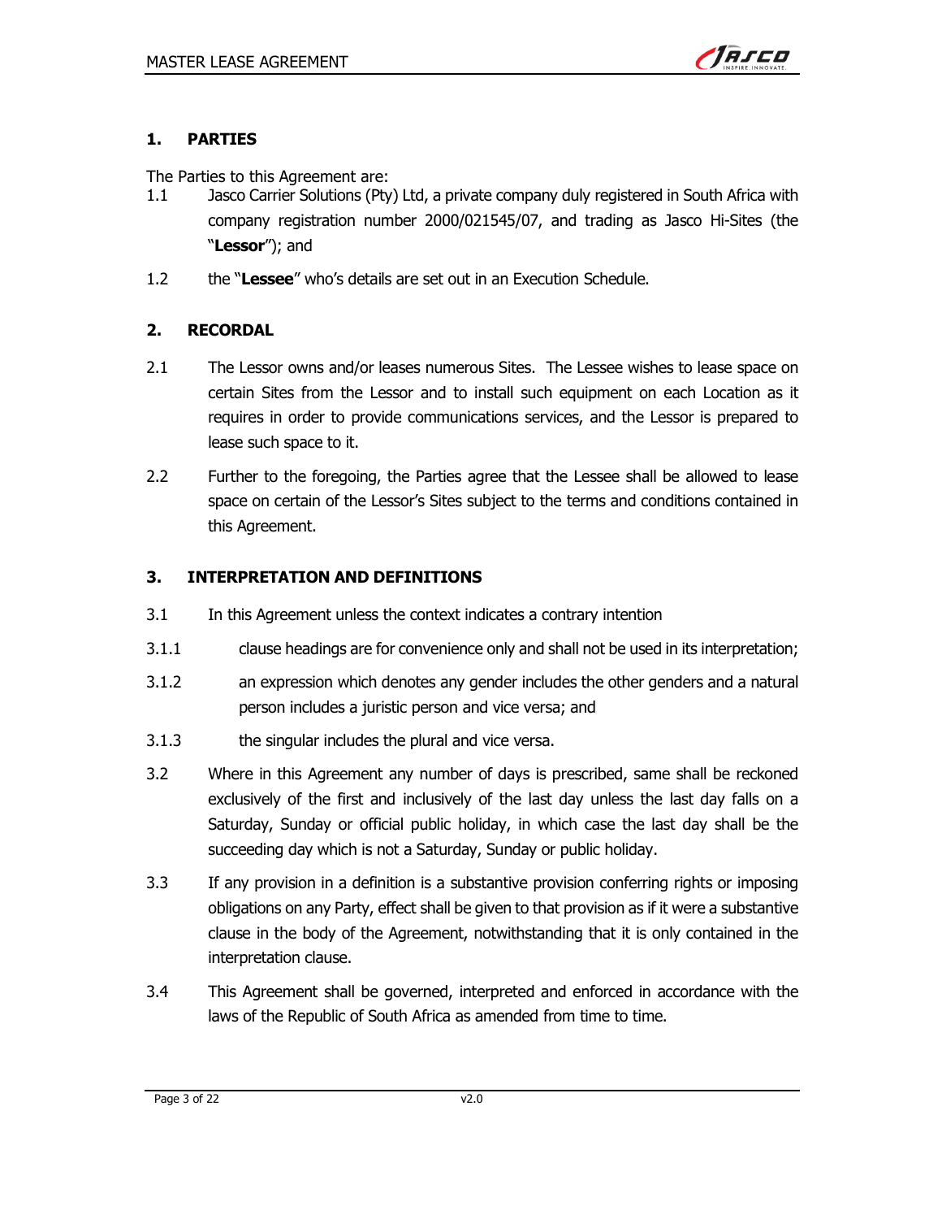## 1. PARTIES

The Parties to this Agreement are:

1.1 Jasco Carrier Solutions (Pty) Ltd, a private company duly registered in South Africa with company registration number 2000/021545/07, and trading as Jasco Hi-Sites (the "**Lessor**"); and

1.2 the "**Lessee**" who's details are set out in an Execution Schedule.

## 2. RECORDAL

2.1 The Lessor owns and/or leases numerous Sites. The Lessee wishes to lease space on certain Sites from the Lessor and to install such equipment on each Location as it requires in order to provide communications services, and the Lessor is prepared to lease such space to it.

2.2 Further to the foregoing, the Parties agree that the Lessee shall be allowed to lease space on certain of the Lessor's Sites subject to the terms and conditions contained in this Agreement.

## 3. INTERPRETATION AND DEFINITIONS

3.1 In this Agreement unless the context indicates a contrary intention

3.1.1 clause headings are for convenience only and shall not be used in its interpretation;

3.1.2 an expression which denotes any gender includes the other genders and a natural person includes a juristic person and vice versa; and

3.1.3 the singular includes the plural and vice versa.

3.2 Where in this Agreement any number of days is prescribed, same shall be reckoned exclusively of the first and inclusively of the last day unless the last day falls on a Saturday, Sunday or official public holiday, in which case the last day shall be the succeeding day which is not a Saturday, Sunday or public holiday.

3.3 If any provision in a definition is a substantive provision conferring rights or imposing obligations on any Party, effect shall be given to that provision as if it were a substantive clause in the body of the Agreement, notwithstanding that it is only contained in the interpretation clause.

3.4 This Agreement shall be governed, interpreted and enforced in accordance with the laws of the Republic of South Africa as amended from time to time.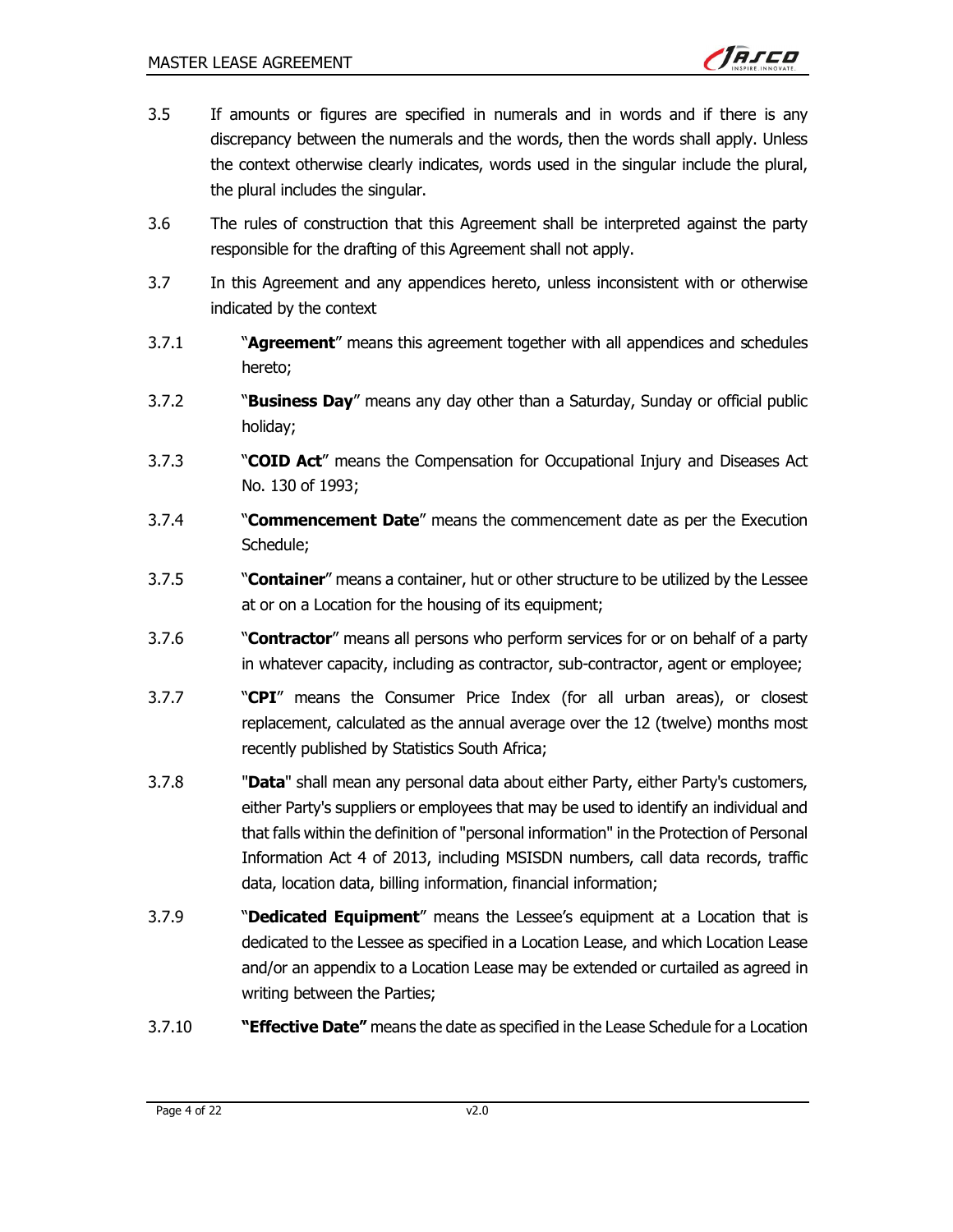3.5 If amounts or figures are specified in numerals and in words and if there is any discrepancy between the numerals and the words, then the words shall apply. Unless the context otherwise clearly indicates, words used in the singular include the plural, the plural includes the singular.

3.6 The rules of construction that this Agreement shall be interpreted against the party responsible for the drafting of this Agreement shall not apply.

3.7 In this Agreement and any appendices hereto, unless inconsistent with or otherwise indicated by the context

3.7.1 "**Agreement**" means this agreement together with all appendices and schedules hereto;

3.7.2 "**Business Day**" means any day other than a Saturday, Sunday or official public holiday;

3.7.3 "**COID Act**" means the Compensation for Occupational Injury and Diseases Act No. 130 of 1993;

3.7.4 "**Commencement Date**" means the commencement date as per the Execution Schedule;

3.7.5 "**Container**" means a container, hut or other structure to be utilized by the Lessee at or on a Location for the housing of its equipment;

3.7.6 "**Contractor**" means all persons who perform services for or on behalf of a party in whatever capacity, including as contractor, sub-contractor, agent or employee;

3.7.7 "**CPI**" means the Consumer Price Index (for all urban areas), or closest replacement, calculated as the annual average over the 12 (twelve) months most recently published by Statistics South Africa;

3.7.8 "**Data**" shall mean any personal data about either Party, either Party's customers, either Party's suppliers or employees that may be used to identify an individual and that falls within the definition of "personal information" in the Protection of Personal Information Act 4 of 2013, including MSISDN numbers, call data records, traffic data, location data, billing information, financial information;

3.7.9 "**Dedicated Equipment**" means the Lessee's equipment at a Location that is dedicated to the Lessee as specified in a Location Lease, and which Location Lease and/or an appendix to a Location Lease may be extended or curtailed as agreed in writing between the Parties;

3.7.10 **"Effective Date"** means the date as specified in the Lease Schedule for a Location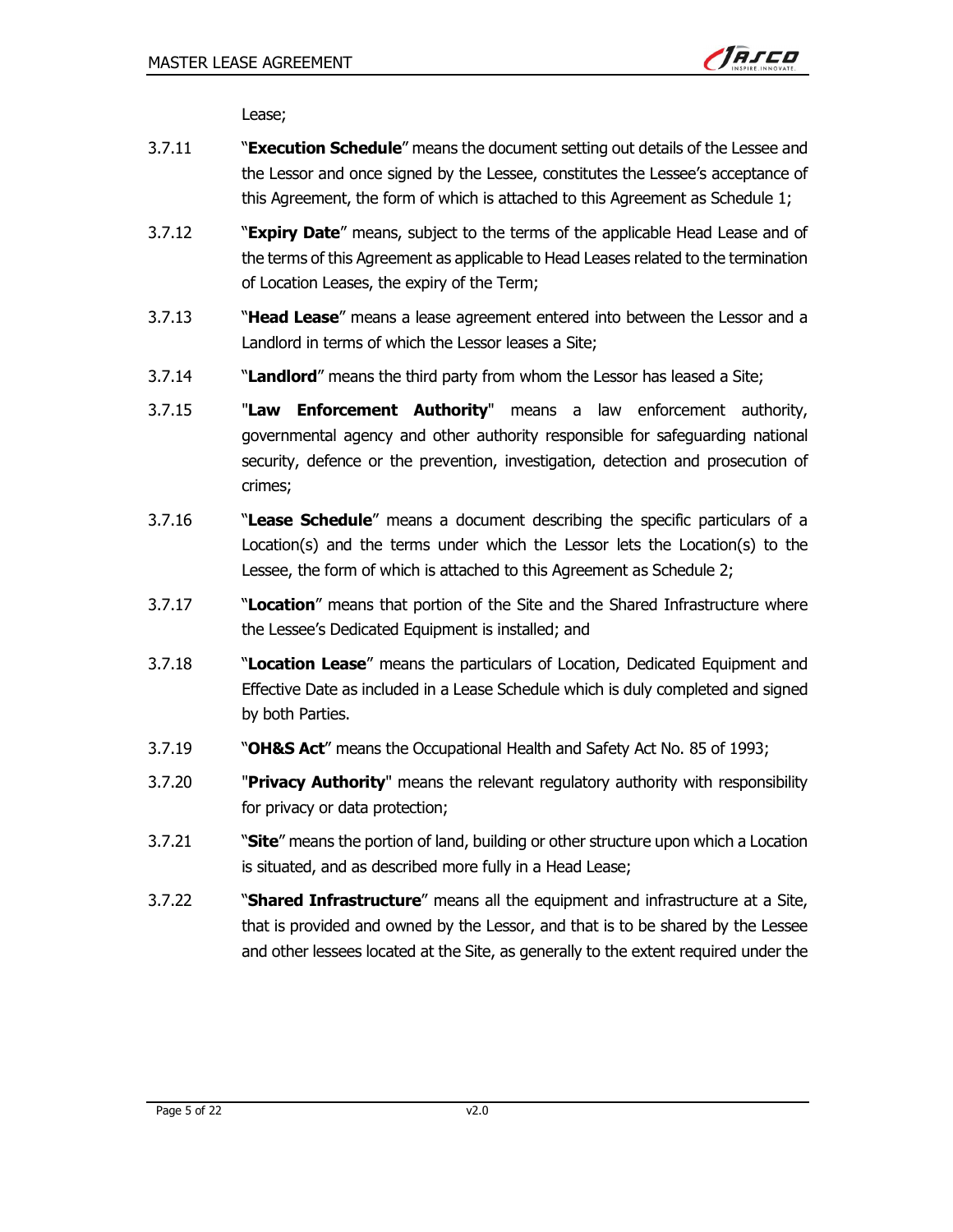Lease;

3.7.11 "**Execution Schedule**" means the document setting out details of the Lessee and the Lessor and once signed by the Lessee, constitutes the Lessee's acceptance of this Agreement, the form of which is attached to this Agreement as Schedule 1;

3.7.12 "**Expiry Date**" means, subject to the terms of the applicable Head Lease and of the terms of this Agreement as applicable to Head Leases related to the termination of Location Leases, the expiry of the Term;

3.7.13 "**Head Lease**" means a lease agreement entered into between the Lessor and a Landlord in terms of which the Lessor leases a Site;

3.7.14 "**Landlord**" means the third party from whom the Lessor has leased a Site;

3.7.15 "**Law Enforcement Authority**" means a law enforcement authority, governmental agency and other authority responsible for safeguarding national security, defence or the prevention, investigation, detection and prosecution of crimes;

3.7.16 "**Lease Schedule**" means a document describing the specific particulars of a Location(s) and the terms under which the Lessor lets the Location(s) to the Lessee, the form of which is attached to this Agreement as Schedule 2;

3.7.17 "**Location**" means that portion of the Site and the Shared Infrastructure where the Lessee's Dedicated Equipment is installed; and

3.7.18 "**Location Lease**" means the particulars of Location, Dedicated Equipment and Effective Date as included in a Lease Schedule which is duly completed and signed by both Parties.

3.7.19 "**OH&S Act**" means the Occupational Health and Safety Act No. 85 of 1993;

3.7.20 "**Privacy Authority**" means the relevant regulatory authority with responsibility for privacy or data protection;

3.7.21 "**Site**" means the portion of land, building or other structure upon which a Location is situated, and as described more fully in a Head Lease;

3.7.22 "**Shared Infrastructure**" means all the equipment and infrastructure at a Site, that is provided and owned by the Lessor, and that is to be shared by the Lessee and other lessees located at the Site, as generally to the extent required under the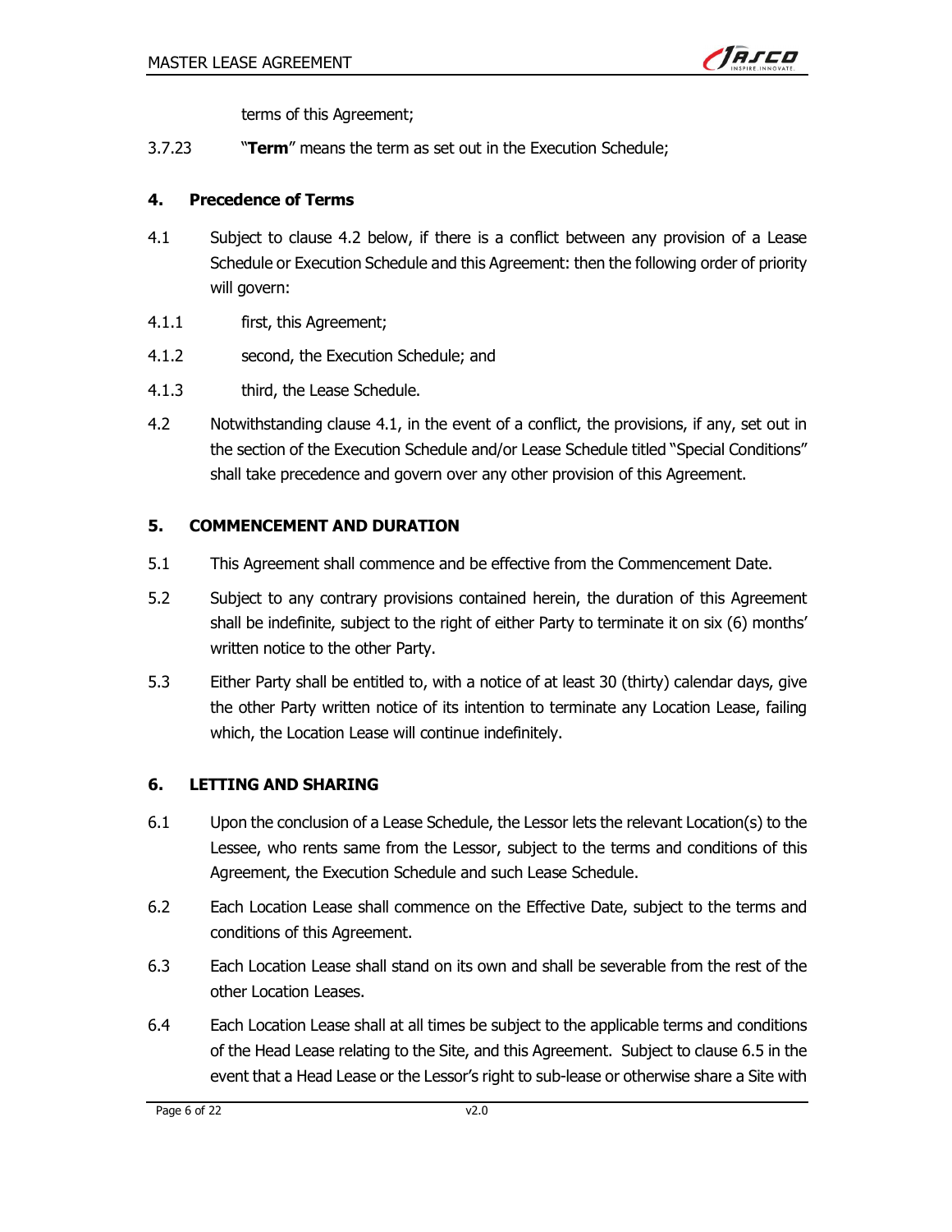terms of this Agreement;

3.7.23 "**Term**" means the term as set out in the Execution Schedule;

## 4. Precedence of Terms

4.1 Subject to clause 4.2 below, if there is a conflict between any provision of a Lease Schedule or Execution Schedule and this Agreement: then the following order of priority will govern:

4.1.1 first, this Agreement;

4.1.2 second, the Execution Schedule; and

4.1.3 third, the Lease Schedule.

4.2 Notwithstanding clause 4.1, in the event of a conflict, the provisions, if any, set out in the section of the Execution Schedule and/or Lease Schedule titled "Special Conditions" shall take precedence and govern over any other provision of this Agreement.

## 5. COMMENCEMENT AND DURATION

5.1 This Agreement shall commence and be effective from the Commencement Date.

5.2 Subject to any contrary provisions contained herein, the duration of this Agreement shall be indefinite, subject to the right of either Party to terminate it on six (6) months' written notice to the other Party.

5.3 Either Party shall be entitled to, with a notice of at least 30 (thirty) calendar days, give the other Party written notice of its intention to terminate any Location Lease, failing which, the Location Lease will continue indefinitely.

## 6. LETTING AND SHARING

6.1 Upon the conclusion of a Lease Schedule, the Lessor lets the relevant Location(s) to the Lessee, who rents same from the Lessor, subject to the terms and conditions of this Agreement, the Execution Schedule and such Lease Schedule.

6.2 Each Location Lease shall commence on the Effective Date, subject to the terms and conditions of this Agreement.

6.3 Each Location Lease shall stand on its own and shall be severable from the rest of the other Location Leases.

6.4 Each Location Lease shall at all times be subject to the applicable terms and conditions of the Head Lease relating to the Site, and this Agreement. Subject to clause 6.5 in the event that a Head Lease or the Lessor's right to sub-lease or otherwise share a Site with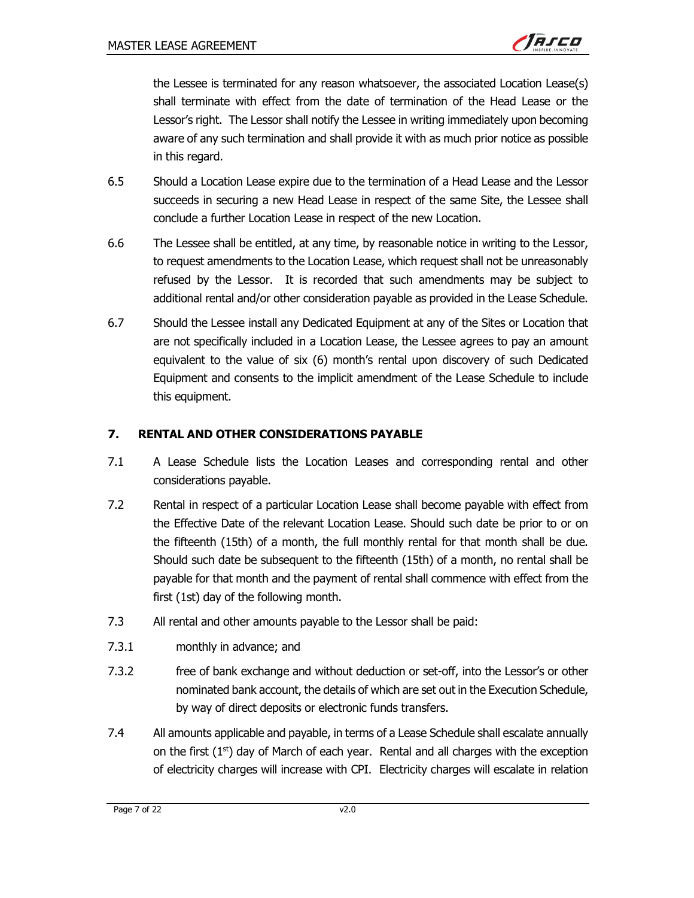the Lessee is terminated for any reason whatsoever, the associated Location Lease(s) shall terminate with effect from the date of termination of the Head Lease or the Lessor's right. The Lessor shall notify the Lessee in writing immediately upon becoming aware of any such termination and shall provide it with as much prior notice as possible in this regard.

6.5 Should a Location Lease expire due to the termination of a Head Lease and the Lessor succeeds in securing a new Head Lease in respect of the same Site, the Lessee shall conclude a further Location Lease in respect of the new Location.

6.6 The Lessee shall be entitled, at any time, by reasonable notice in writing to the Lessor, to request amendments to the Location Lease, which request shall not be unreasonably refused by the Lessor. It is recorded that such amendments may be subject to additional rental and/or other consideration payable as provided in the Lease Schedule.

6.7 Should the Lessee install any Dedicated Equipment at any of the Sites or Location that are not specifically included in a Location Lease, the Lessee agrees to pay an amount equivalent to the value of six (6) month's rental upon discovery of such Dedicated Equipment and consents to the implicit amendment of the Lease Schedule to include this equipment.

## 7. RENTAL AND OTHER CONSIDERATIONS PAYABLE

7.1 A Lease Schedule lists the Location Leases and corresponding rental and other considerations payable.

7.2 Rental in respect of a particular Location Lease shall become payable with effect from the Effective Date of the relevant Location Lease. Should such date be prior to or on the fifteenth (15th) of a month, the full monthly rental for that month shall be due. Should such date be subsequent to the fifteenth (15th) of a month, no rental shall be payable for that month and the payment of rental shall commence with effect from the first (1st) day of the following month.

7.3 All rental and other amounts payable to the Lessor shall be paid:

7.3.1 monthly in advance; and

7.3.2 free of bank exchange and without deduction or set-off, into the Lessor's or other nominated bank account, the details of which are set out in the Execution Schedule, by way of direct deposits or electronic funds transfers.

7.4 All amounts applicable and payable, in terms of a Lease Schedule shall escalate annually on the first (1st) day of March of each year. Rental and all charges with the exception of electricity charges will increase with CPI. Electricity charges will escalate in relation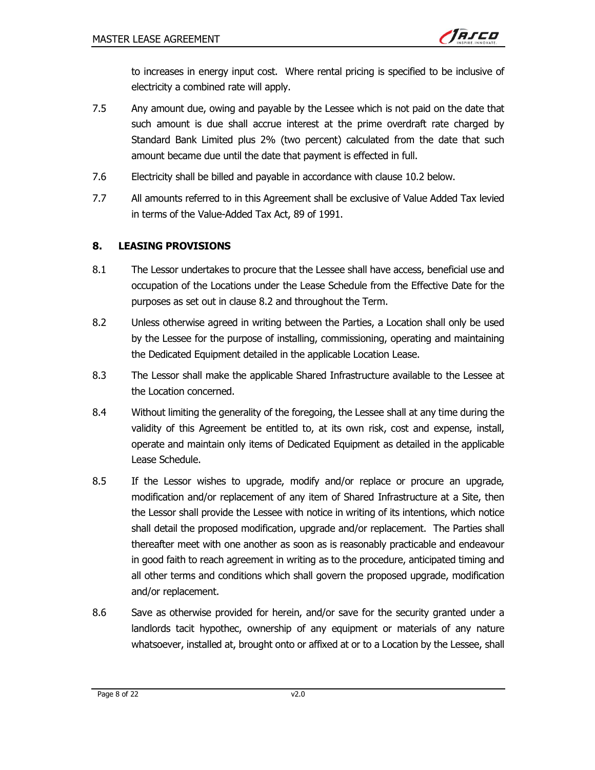to increases in energy input cost. Where rental pricing is specified to be inclusive of electricity a combined rate will apply.

7.5 Any amount due, owing and payable by the Lessee which is not paid on the date that such amount is due shall accrue interest at the prime overdraft rate charged by Standard Bank Limited plus 2% (two percent) calculated from the date that such amount became due until the date that payment is effected in full.

7.6 Electricity shall be billed and payable in accordance with clause 10.2 below.

7.7 All amounts referred to in this Agreement shall be exclusive of Value Added Tax levied in terms of the Value-Added Tax Act, 89 of 1991.

## 8. LEASING PROVISIONS

8.1 The Lessor undertakes to procure that the Lessee shall have access, beneficial use and occupation of the Locations under the Lease Schedule from the Effective Date for the purposes as set out in clause 8.2 and throughout the Term.

8.2 Unless otherwise agreed in writing between the Parties, a Location shall only be used by the Lessee for the purpose of installing, commissioning, operating and maintaining the Dedicated Equipment detailed in the applicable Location Lease.

8.3 The Lessor shall make the applicable Shared Infrastructure available to the Lessee at the Location concerned.

8.4 Without limiting the generality of the foregoing, the Lessee shall at any time during the validity of this Agreement be entitled to, at its own risk, cost and expense, install, operate and maintain only items of Dedicated Equipment as detailed in the applicable Lease Schedule.

8.5 If the Lessor wishes to upgrade, modify and/or replace or procure an upgrade, modification and/or replacement of any item of Shared Infrastructure at a Site, then the Lessor shall provide the Lessee with notice in writing of its intentions, which notice shall detail the proposed modification, upgrade and/or replacement. The Parties shall thereafter meet with one another as soon as is reasonably practicable and endeavour in good faith to reach agreement in writing as to the procedure, anticipated timing and all other terms and conditions which shall govern the proposed upgrade, modification and/or replacement.

8.6 Save as otherwise provided for herein, and/or save for the security granted under a landlords tacit hypothec, ownership of any equipment or materials of any nature whatsoever, installed at, brought onto or affixed at or to a Location by the Lessee, shall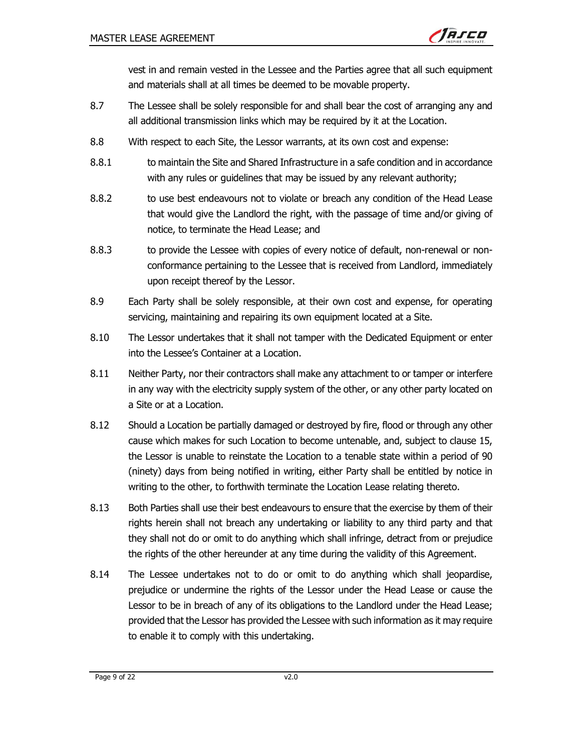vest in and remain vested in the Lessee and the Parties agree that all such equipment and materials shall at all times be deemed to be movable property.

8.7 The Lessee shall be solely responsible for and shall bear the cost of arranging any and all additional transmission links which may be required by it at the Location.

8.8 With respect to each Site, the Lessor warrants, at its own cost and expense:

8.8.1 to maintain the Site and Shared Infrastructure in a safe condition and in accordance with any rules or guidelines that may be issued by any relevant authority;

8.8.2 to use best endeavours not to violate or breach any condition of the Head Lease that would give the Landlord the right, with the passage of time and/or giving of notice, to terminate the Head Lease; and

8.8.3 to provide the Lessee with copies of every notice of default, non-renewal or non-conformance pertaining to the Lessee that is received from Landlord, immediately upon receipt thereof by the Lessor.

8.9 Each Party shall be solely responsible, at their own cost and expense, for operating servicing, maintaining and repairing its own equipment located at a Site.

8.10 The Lessor undertakes that it shall not tamper with the Dedicated Equipment or enter into the Lessee's Container at a Location.

8.11 Neither Party, nor their contractors shall make any attachment to or tamper or interfere in any way with the electricity supply system of the other, or any other party located on a Site or at a Location.

8.12 Should a Location be partially damaged or destroyed by fire, flood or through any other cause which makes for such Location to become untenable, and, subject to clause 15, the Lessor is unable to reinstate the Location to a tenable state within a period of 90 (ninety) days from being notified in writing, either Party shall be entitled by notice in writing to the other, to forthwith terminate the Location Lease relating thereto.

8.13 Both Parties shall use their best endeavours to ensure that the exercise by them of their rights herein shall not breach any undertaking or liability to any third party and that they shall not do or omit to do anything which shall infringe, detract from or prejudice the rights of the other hereunder at any time during the validity of this Agreement.

8.14 The Lessee undertakes not to do or omit to do anything which shall jeopardise, prejudice or undermine the rights of the Lessor under the Head Lease or cause the Lessor to be in breach of any of its obligations to the Landlord under the Head Lease; provided that the Lessor has provided the Lessee with such information as it may require to enable it to comply with this undertaking.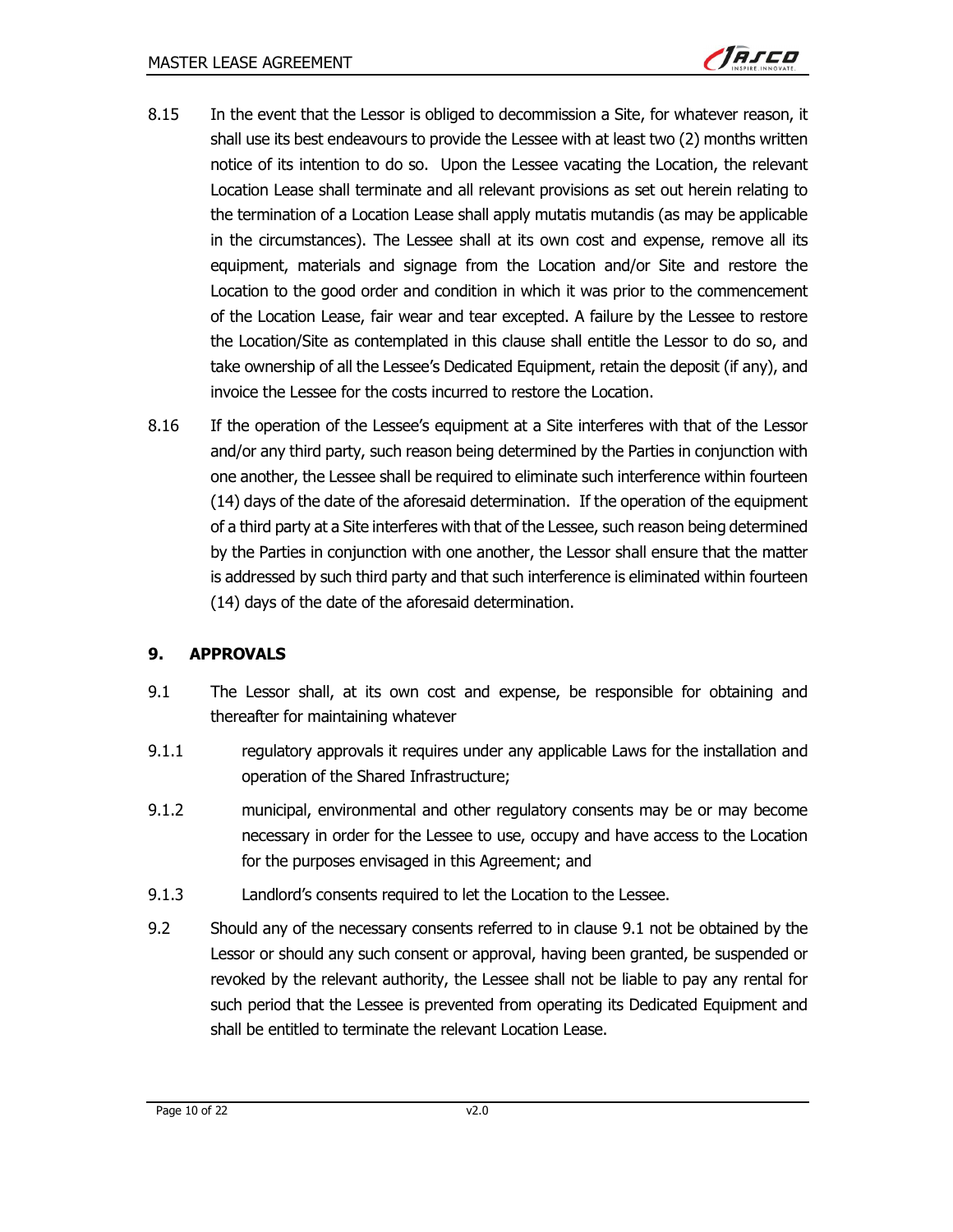8.15 In the event that the Lessor is obliged to decommission a Site, for whatever reason, it shall use its best endeavours to provide the Lessee with at least two (2) months written notice of its intention to do so. Upon the Lessee vacating the Location, the relevant Location Lease shall terminate and all relevant provisions as set out herein relating to the termination of a Location Lease shall apply mutatis mutandis (as may be applicable in the circumstances). The Lessee shall at its own cost and expense, remove all its equipment, materials and signage from the Location and/or Site and restore the Location to the good order and condition in which it was prior to the commencement of the Location Lease, fair wear and tear excepted. A failure by the Lessee to restore the Location/Site as contemplated in this clause shall entitle the Lessor to do so, and take ownership of all the Lessee's Dedicated Equipment, retain the deposit (if any), and invoice the Lessee for the costs incurred to restore the Location.

8.16 If the operation of the Lessee's equipment at a Site interferes with that of the Lessor and/or any third party, such reason being determined by the Parties in conjunction with one another, the Lessee shall be required to eliminate such interference within fourteen (14) days of the date of the aforesaid determination. If the operation of the equipment of a third party at a Site interferes with that of the Lessee, such reason being determined by the Parties in conjunction with one another, the Lessor shall ensure that the matter is addressed by such third party and that such interference is eliminated within fourteen (14) days of the date of the aforesaid determination.

## 9. APPROVALS

9.1 The Lessor shall, at its own cost and expense, be responsible for obtaining and thereafter for maintaining whatever

9.1.1 regulatory approvals it requires under any applicable Laws for the installation and operation of the Shared Infrastructure;

9.1.2 municipal, environmental and other regulatory consents may be or may become necessary in order for the Lessee to use, occupy and have access to the Location for the purposes envisaged in this Agreement; and

9.1.3 Landlord's consents required to let the Location to the Lessee.

9.2 Should any of the necessary consents referred to in clause 9.1 not be obtained by the Lessor or should any such consent or approval, having been granted, be suspended or revoked by the relevant authority, the Lessee shall not be liable to pay any rental for such period that the Lessee is prevented from operating its Dedicated Equipment and shall be entitled to terminate the relevant Location Lease.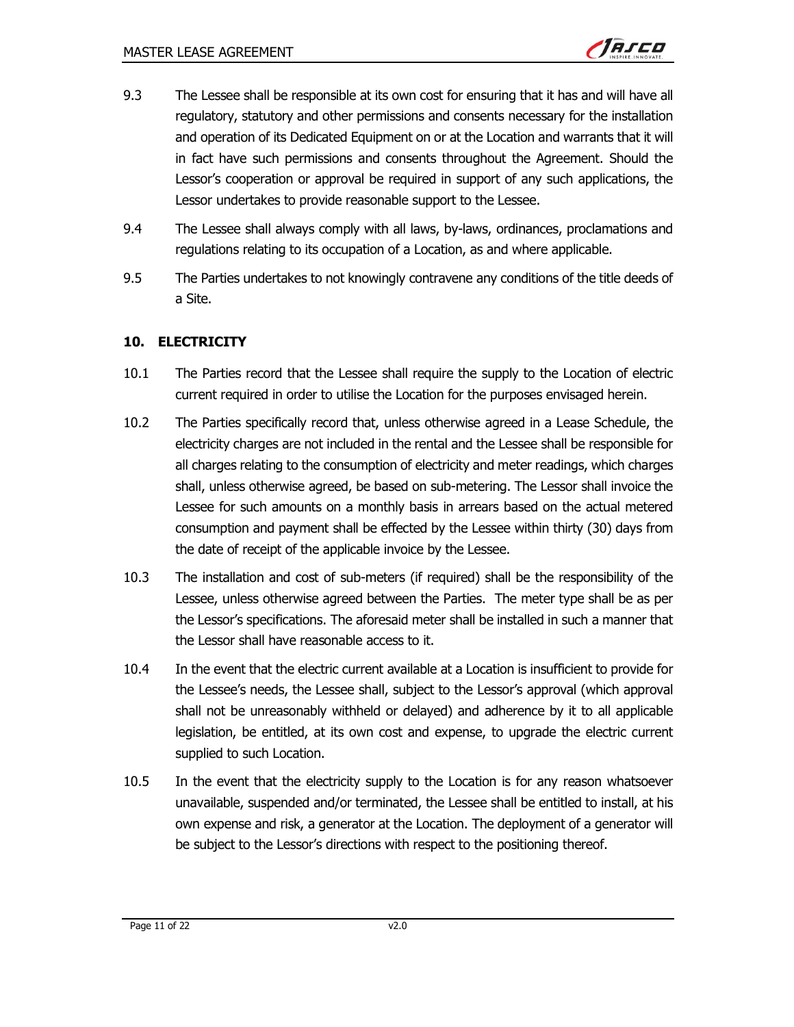9.3 The Lessee shall be responsible at its own cost for ensuring that it has and will have all regulatory, statutory and other permissions and consents necessary for the installation and operation of its Dedicated Equipment on or at the Location and warrants that it will in fact have such permissions and consents throughout the Agreement. Should the Lessor's cooperation or approval be required in support of any such applications, the Lessor undertakes to provide reasonable support to the Lessee.

9.4 The Lessee shall always comply with all laws, by-laws, ordinances, proclamations and regulations relating to its occupation of a Location, as and where applicable.

9.5 The Parties undertakes to not knowingly contravene any conditions of the title deeds of a Site.

## 10. ELECTRICITY

10.1 The Parties record that the Lessee shall require the supply to the Location of electric current required in order to utilise the Location for the purposes envisaged herein.

10.2 The Parties specifically record that, unless otherwise agreed in a Lease Schedule, the electricity charges are not included in the rental and the Lessee shall be responsible for all charges relating to the consumption of electricity and meter readings, which charges shall, unless otherwise agreed, be based on sub-metering. The Lessor shall invoice the Lessee for such amounts on a monthly basis in arrears based on the actual metered consumption and payment shall be effected by the Lessee within thirty (30) days from the date of receipt of the applicable invoice by the Lessee.

10.3 The installation and cost of sub-meters (if required) shall be the responsibility of the Lessee, unless otherwise agreed between the Parties. The meter type shall be as per the Lessor's specifications. The aforesaid meter shall be installed in such a manner that the Lessor shall have reasonable access to it.

10.4 In the event that the electric current available at a Location is insufficient to provide for the Lessee's needs, the Lessee shall, subject to the Lessor's approval (which approval shall not be unreasonably withheld or delayed) and adherence by it to all applicable legislation, be entitled, at its own cost and expense, to upgrade the electric current supplied to such Location.

10.5 In the event that the electricity supply to the Location is for any reason whatsoever unavailable, suspended and/or terminated, the Lessee shall be entitled to install, at his own expense and risk, a generator at the Location. The deployment of a generator will be subject to the Lessor's directions with respect to the positioning thereof.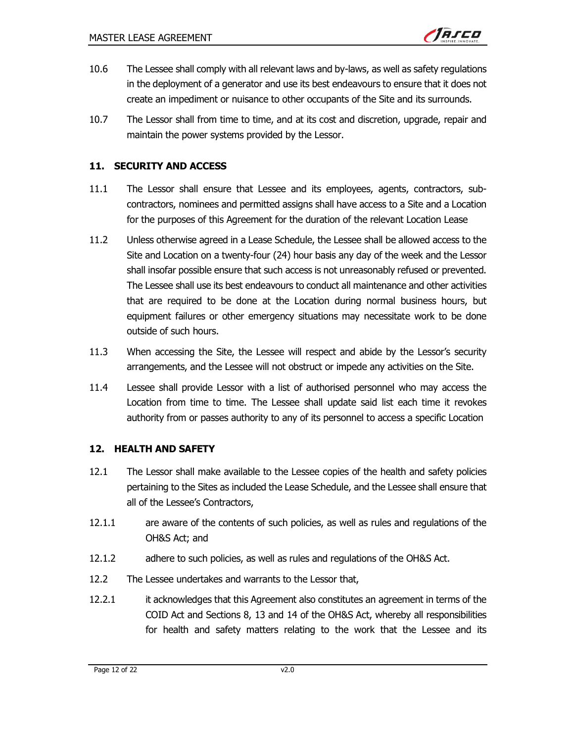10.6 The Lessee shall comply with all relevant laws and by-laws, as well as safety regulations in the deployment of a generator and use its best endeavours to ensure that it does not create an impediment or nuisance to other occupants of the Site and its surrounds.

10.7 The Lessor shall from time to time, and at its cost and discretion, upgrade, repair and maintain the power systems provided by the Lessor.

## 11. SECURITY AND ACCESS

11.1 The Lessor shall ensure that Lessee and its employees, agents, contractors, sub-contractors, nominees and permitted assigns shall have access to a Site and a Location for the purposes of this Agreement for the duration of the relevant Location Lease

11.2 Unless otherwise agreed in a Lease Schedule, the Lessee shall be allowed access to the Site and Location on a twenty-four (24) hour basis any day of the week and the Lessor shall insofar possible ensure that such access is not unreasonably refused or prevented. The Lessee shall use its best endeavours to conduct all maintenance and other activities that are required to be done at the Location during normal business hours, but equipment failures or other emergency situations may necessitate work to be done outside of such hours.

11.3 When accessing the Site, the Lessee will respect and abide by the Lessor's security arrangements, and the Lessee will not obstruct or impede any activities on the Site.

11.4 Lessee shall provide Lessor with a list of authorised personnel who may access the Location from time to time. The Lessee shall update said list each time it revokes authority from or passes authority to any of its personnel to access a specific Location

## 12. HEALTH AND SAFETY

12.1 The Lessor shall make available to the Lessee copies of the health and safety policies pertaining to the Sites as included the Lease Schedule, and the Lessee shall ensure that all of the Lessee's Contractors,

12.1.1 are aware of the contents of such policies, as well as rules and regulations of the OH&S Act; and

12.1.2 adhere to such policies, as well as rules and regulations of the OH&S Act.

12.2 The Lessee undertakes and warrants to the Lessor that,

12.2.1 it acknowledges that this Agreement also constitutes an agreement in terms of the COID Act and Sections 8, 13 and 14 of the OH&S Act, whereby all responsibilities for health and safety matters relating to the work that the Lessee and its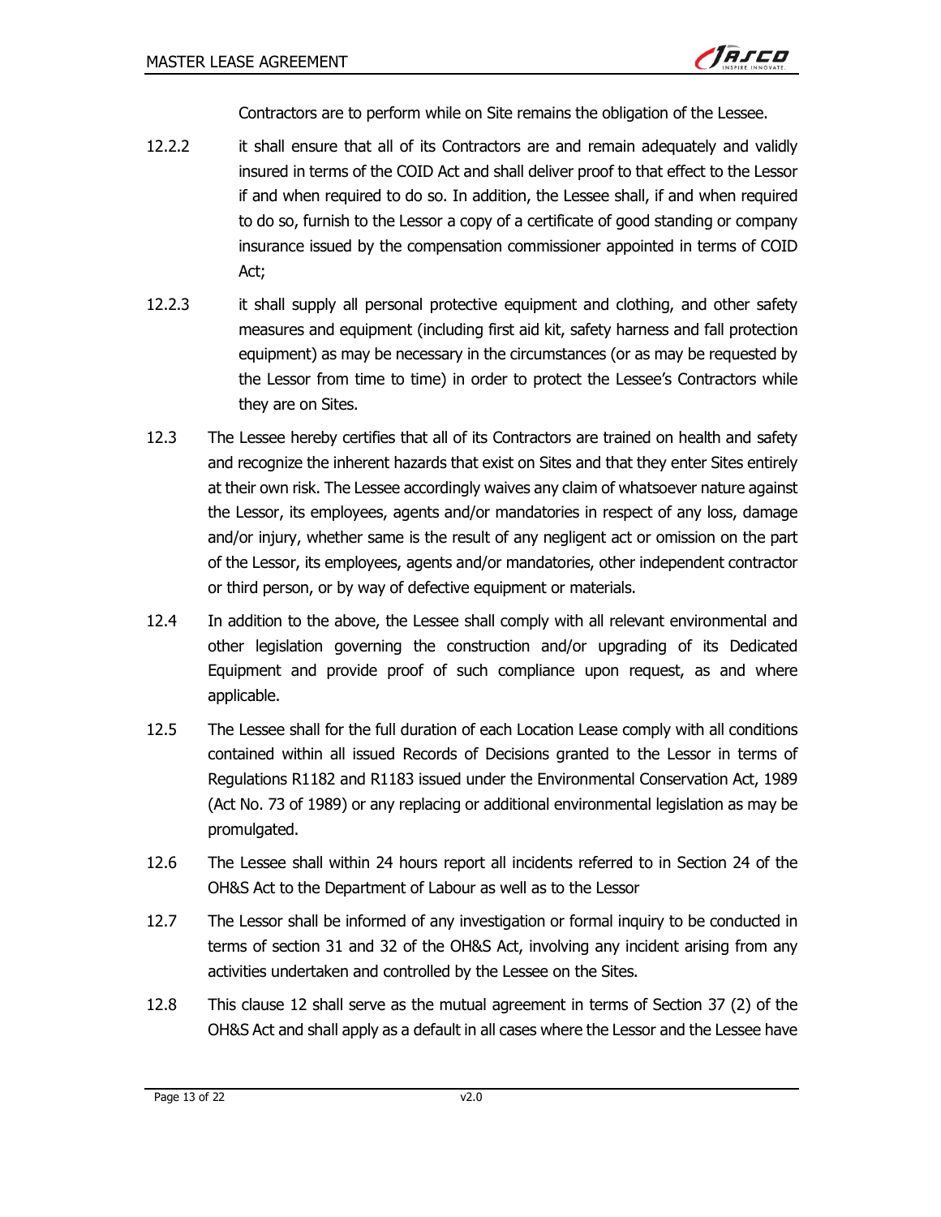Contractors are to perform while on Site remains the obligation of the Lessee.

12.2.2 it shall ensure that all of its Contractors are and remain adequately and validly insured in terms of the COID Act and shall deliver proof to that effect to the Lessor if and when required to do so. In addition, the Lessee shall, if and when required to do so, furnish to the Lessor a copy of a certificate of good standing or company insurance issued by the compensation commissioner appointed in terms of COID Act;

12.2.3 it shall supply all personal protective equipment and clothing, and other safety measures and equipment (including first aid kit, safety harness and fall protection equipment) as may be necessary in the circumstances (or as may be requested by the Lessor from time to time) in order to protect the Lessee's Contractors while they are on Sites.

12.3 The Lessee hereby certifies that all of its Contractors are trained on health and safety and recognize the inherent hazards that exist on Sites and that they enter Sites entirely at their own risk. The Lessee accordingly waives any claim of whatsoever nature against the Lessor, its employees, agents and/or mandatories in respect of any loss, damage and/or injury, whether same is the result of any negligent act or omission on the part of the Lessor, its employees, agents and/or mandatories, other independent contractor or third person, or by way of defective equipment or materials.

12.4 In addition to the above, the Lessee shall comply with all relevant environmental and other legislation governing the construction and/or upgrading of its Dedicated Equipment and provide proof of such compliance upon request, as and where applicable.

12.5 The Lessee shall for the full duration of each Location Lease comply with all conditions contained within all issued Records of Decisions granted to the Lessor in terms of Regulations R1182 and R1183 issued under the Environmental Conservation Act, 1989 (Act No. 73 of 1989) or any replacing or additional environmental legislation as may be promulgated.

12.6 The Lessee shall within 24 hours report all incidents referred to in Section 24 of the OH&S Act to the Department of Labour as well as to the Lessor

12.7 The Lessor shall be informed of any investigation or formal inquiry to be conducted in terms of section 31 and 32 of the OH&S Act, involving any incident arising from any activities undertaken and controlled by the Lessee on the Sites.

12.8 This clause 12 shall serve as the mutual agreement in terms of Section 37 (2) of the OH&S Act and shall apply as a default in all cases where the Lessor and the Lessee have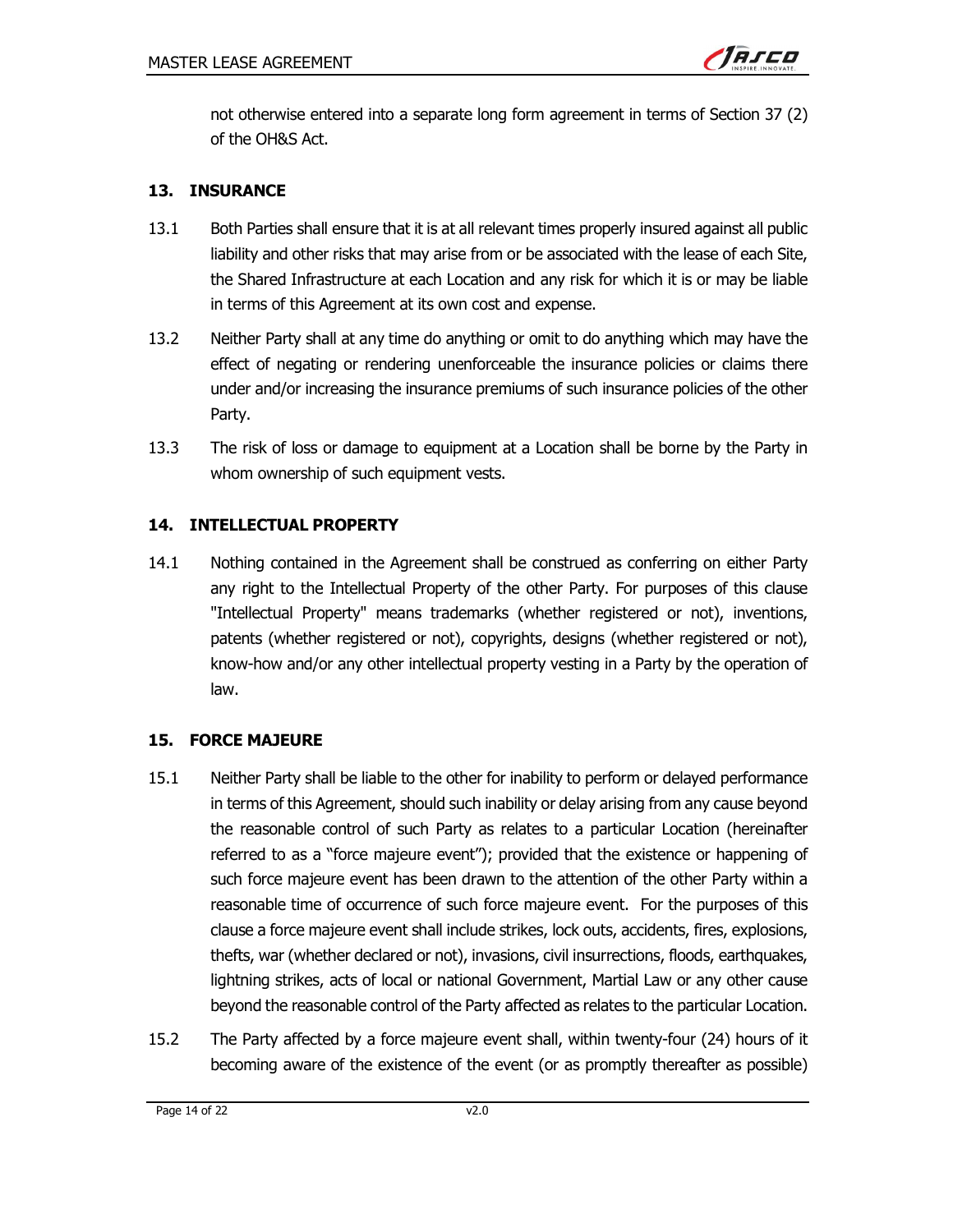not otherwise entered into a separate long form agreement in terms of Section 37 (2) of the OH&S Act.

## 13. INSURANCE

13.1 Both Parties shall ensure that it is at all relevant times properly insured against all public liability and other risks that may arise from or be associated with the lease of each Site, the Shared Infrastructure at each Location and any risk for which it is or may be liable in terms of this Agreement at its own cost and expense.

13.2 Neither Party shall at any time do anything or omit to do anything which may have the effect of negating or rendering unenforceable the insurance policies or claims there under and/or increasing the insurance premiums of such insurance policies of the other Party.

13.3 The risk of loss or damage to equipment at a Location shall be borne by the Party in whom ownership of such equipment vests.

## 14. INTELLECTUAL PROPERTY

14.1 Nothing contained in the Agreement shall be construed as conferring on either Party any right to the Intellectual Property of the other Party. For purposes of this clause "Intellectual Property" means trademarks (whether registered or not), inventions, patents (whether registered or not), copyrights, designs (whether registered or not), know-how and/or any other intellectual property vesting in a Party by the operation of law.

## 15. FORCE MAJEURE

15.1 Neither Party shall be liable to the other for inability to perform or delayed performance in terms of this Agreement, should such inability or delay arising from any cause beyond the reasonable control of such Party as relates to a particular Location (hereinafter referred to as a "force majeure event"); provided that the existence or happening of such force majeure event has been drawn to the attention of the other Party within a reasonable time of occurrence of such force majeure event. For the purposes of this clause a force majeure event shall include strikes, lock outs, accidents, fires, explosions, thefts, war (whether declared or not), invasions, civil insurrections, floods, earthquakes, lightning strikes, acts of local or national Government, Martial Law or any other cause beyond the reasonable control of the Party affected as relates to the particular Location.

15.2 The Party affected by a force majeure event shall, within twenty-four (24) hours of it becoming aware of the existence of the event (or as promptly thereafter as possible)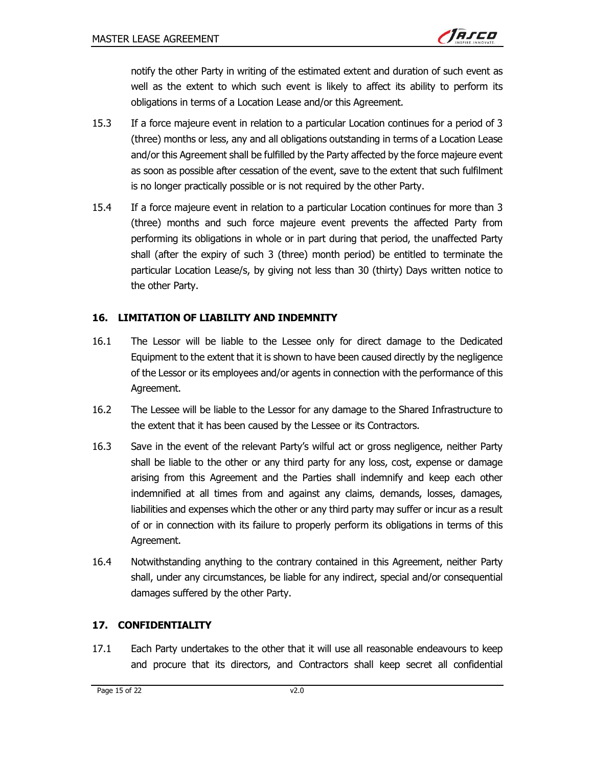notify the other Party in writing of the estimated extent and duration of such event as well as the extent to which such event is likely to affect its ability to perform its obligations in terms of a Location Lease and/or this Agreement.

15.3 If a force majeure event in relation to a particular Location continues for a period of 3 (three) months or less, any and all obligations outstanding in terms of a Location Lease and/or this Agreement shall be fulfilled by the Party affected by the force majeure event as soon as possible after cessation of the event, save to the extent that such fulfilment is no longer practically possible or is not required by the other Party.

15.4 If a force majeure event in relation to a particular Location continues for more than 3 (three) months and such force majeure event prevents the affected Party from performing its obligations in whole or in part during that period, the unaffected Party shall (after the expiry of such 3 (three) month period) be entitled to terminate the particular Location Lease/s, by giving not less than 30 (thirty) Days written notice to the other Party.

## 16. LIMITATION OF LIABILITY AND INDEMNITY

16.1 The Lessor will be liable to the Lessee only for direct damage to the Dedicated Equipment to the extent that it is shown to have been caused directly by the negligence of the Lessor or its employees and/or agents in connection with the performance of this Agreement.

16.2 The Lessee will be liable to the Lessor for any damage to the Shared Infrastructure to the extent that it has been caused by the Lessee or its Contractors.

16.3 Save in the event of the relevant Party's wilful act or gross negligence, neither Party shall be liable to the other or any third party for any loss, cost, expense or damage arising from this Agreement and the Parties shall indemnify and keep each other indemnified at all times from and against any claims, demands, losses, damages, liabilities and expenses which the other or any third party may suffer or incur as a result of or in connection with its failure to properly perform its obligations in terms of this Agreement.

16.4 Notwithstanding anything to the contrary contained in this Agreement, neither Party shall, under any circumstances, be liable for any indirect, special and/or consequential damages suffered by the other Party.

## 17. CONFIDENTIALITY

17.1 Each Party undertakes to the other that it will use all reasonable endeavours to keep and procure that its directors, and Contractors shall keep secret all confidential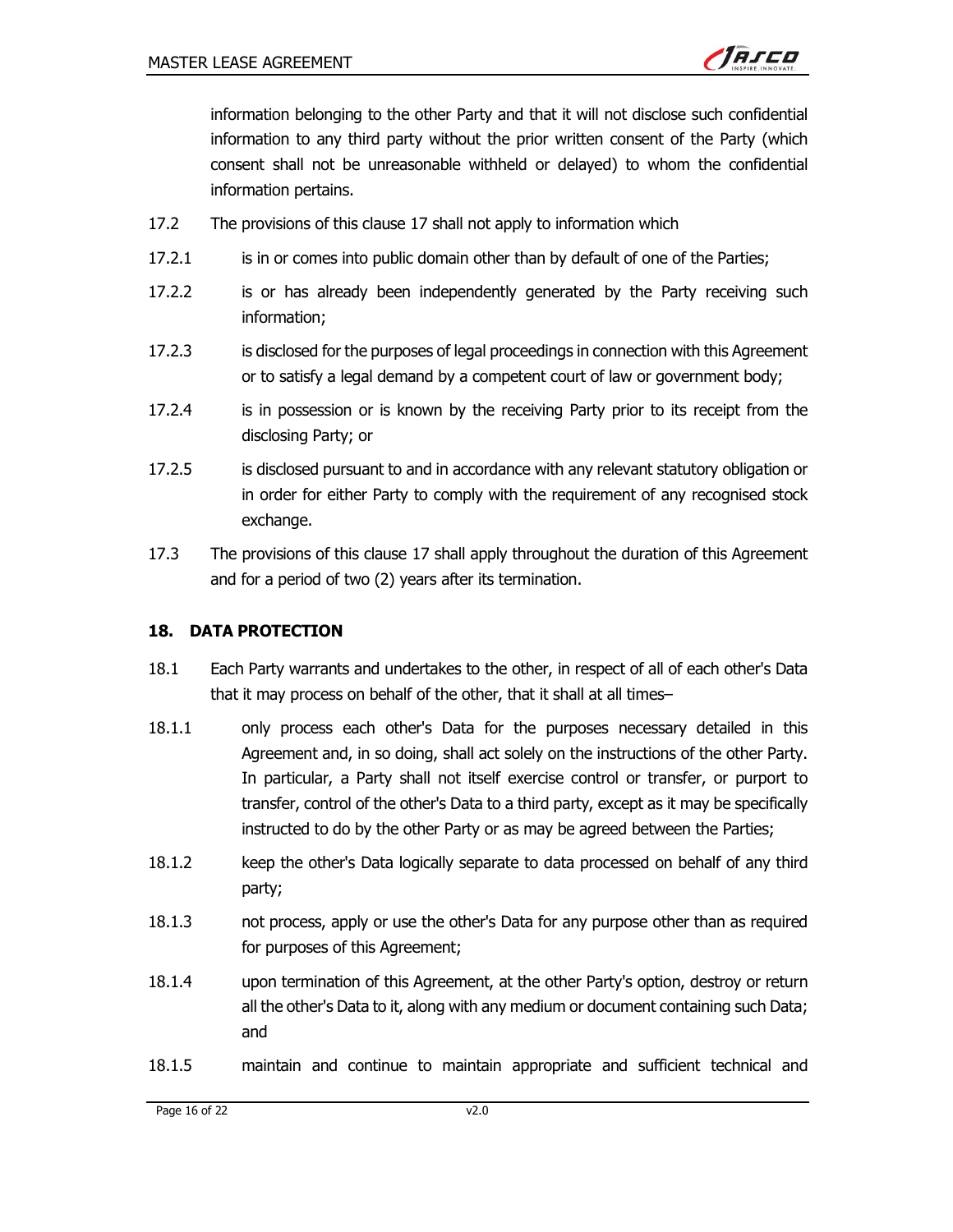information belonging to the other Party and that it will not disclose such confidential information to any third party without the prior written consent of the Party (which consent shall not be unreasonable withheld or delayed) to whom the confidential information pertains.

17.2 The provisions of this clause 17 shall not apply to information which

17.2.1 is in or comes into public domain other than by default of one of the Parties;

17.2.2 is or has already been independently generated by the Party receiving such information;

17.2.3 is disclosed for the purposes of legal proceedings in connection with this Agreement or to satisfy a legal demand by a competent court of law or government body;

17.2.4 is in possession or is known by the receiving Party prior to its receipt from the disclosing Party; or

17.2.5 is disclosed pursuant to and in accordance with any relevant statutory obligation or in order for either Party to comply with the requirement of any recognised stock exchange.

17.3 The provisions of this clause 17 shall apply throughout the duration of this Agreement and for a period of two (2) years after its termination.

## 18. DATA PROTECTION

18.1 Each Party warrants and undertakes to the other, in respect of all of each other's Data that it may process on behalf of the other, that it shall at all times–

18.1.1 only process each other's Data for the purposes necessary detailed in this Agreement and, in so doing, shall act solely on the instructions of the other Party. In particular, a Party shall not itself exercise control or transfer, or purport to transfer, control of the other's Data to a third party, except as it may be specifically instructed to do by the other Party or as may be agreed between the Parties;

18.1.2 keep the other's Data logically separate to data processed on behalf of any third party;

18.1.3 not process, apply or use the other's Data for any purpose other than as required for purposes of this Agreement;

18.1.4 upon termination of this Agreement, at the other Party's option, destroy or return all the other's Data to it, along with any medium or document containing such Data; and

18.1.5 maintain and continue to maintain appropriate and sufficient technical and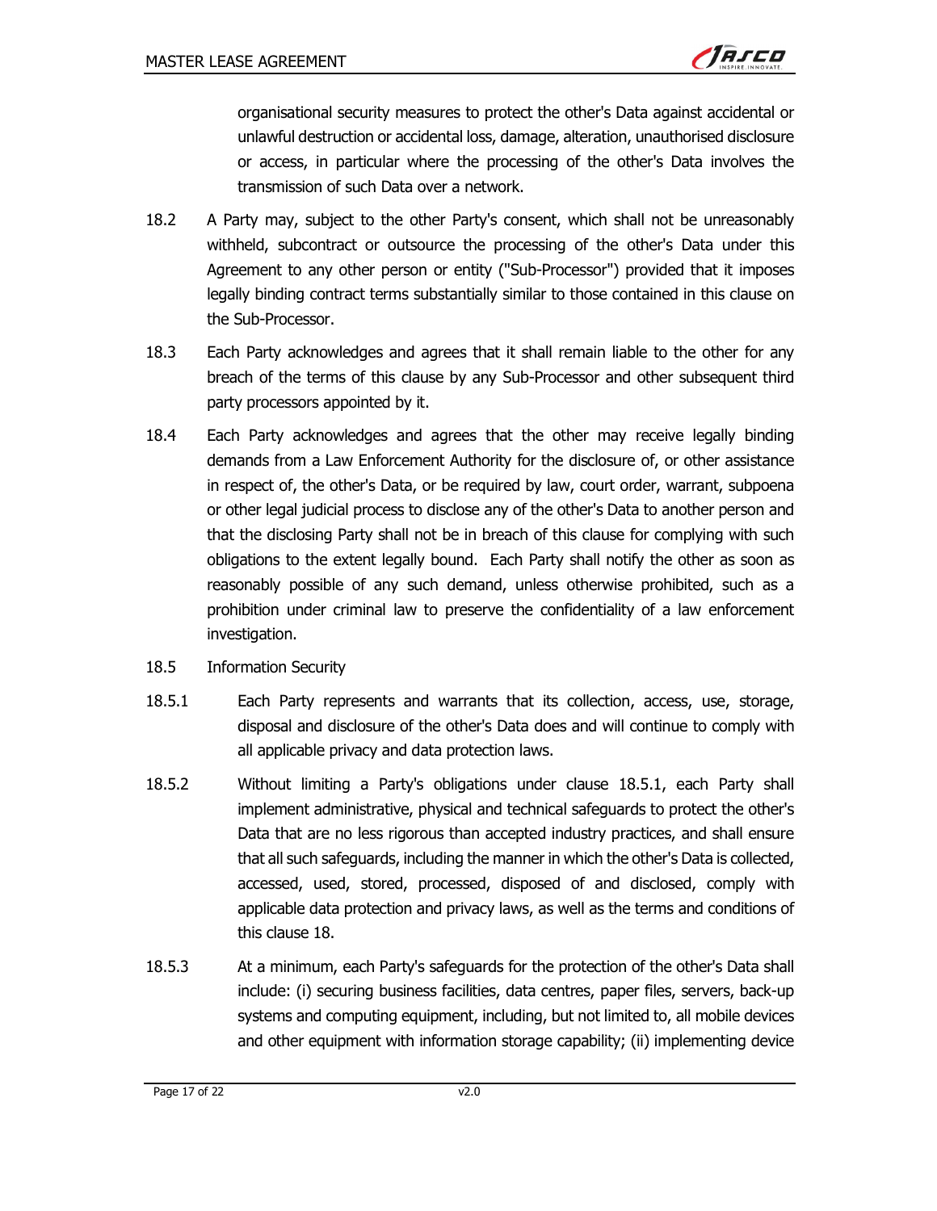organisational security measures to protect the other's Data against accidental or unlawful destruction or accidental loss, damage, alteration, unauthorised disclosure or access, in particular where the processing of the other's Data involves the transmission of such Data over a network.

18.2 A Party may, subject to the other Party's consent, which shall not be unreasonably withheld, subcontract or outsource the processing of the other's Data under this Agreement to any other person or entity ("Sub-Processor") provided that it imposes legally binding contract terms substantially similar to those contained in this clause on the Sub-Processor.

18.3 Each Party acknowledges and agrees that it shall remain liable to the other for any breach of the terms of this clause by any Sub-Processor and other subsequent third party processors appointed by it.

18.4 Each Party acknowledges and agrees that the other may receive legally binding demands from a Law Enforcement Authority for the disclosure of, or other assistance in respect of, the other's Data, or be required by law, court order, warrant, subpoena or other legal judicial process to disclose any of the other's Data to another person and that the disclosing Party shall not be in breach of this clause for complying with such obligations to the extent legally bound. Each Party shall notify the other as soon as reasonably possible of any such demand, unless otherwise prohibited, such as a prohibition under criminal law to preserve the confidentiality of a law enforcement investigation.

18.5 Information Security

18.5.1 Each Party represents and warrants that its collection, access, use, storage, disposal and disclosure of the other's Data does and will continue to comply with all applicable privacy and data protection laws.

18.5.2 Without limiting a Party's obligations under clause 18.5.1, each Party shall implement administrative, physical and technical safeguards to protect the other's Data that are no less rigorous than accepted industry practices, and shall ensure that all such safeguards, including the manner in which the other's Data is collected, accessed, used, stored, processed, disposed of and disclosed, comply with applicable data protection and privacy laws, as well as the terms and conditions of this clause 18.

18.5.3 At a minimum, each Party's safeguards for the protection of the other's Data shall include: (i) securing business facilities, data centres, paper files, servers, back-up systems and computing equipment, including, but not limited to, all mobile devices and other equipment with information storage capability; (ii) implementing device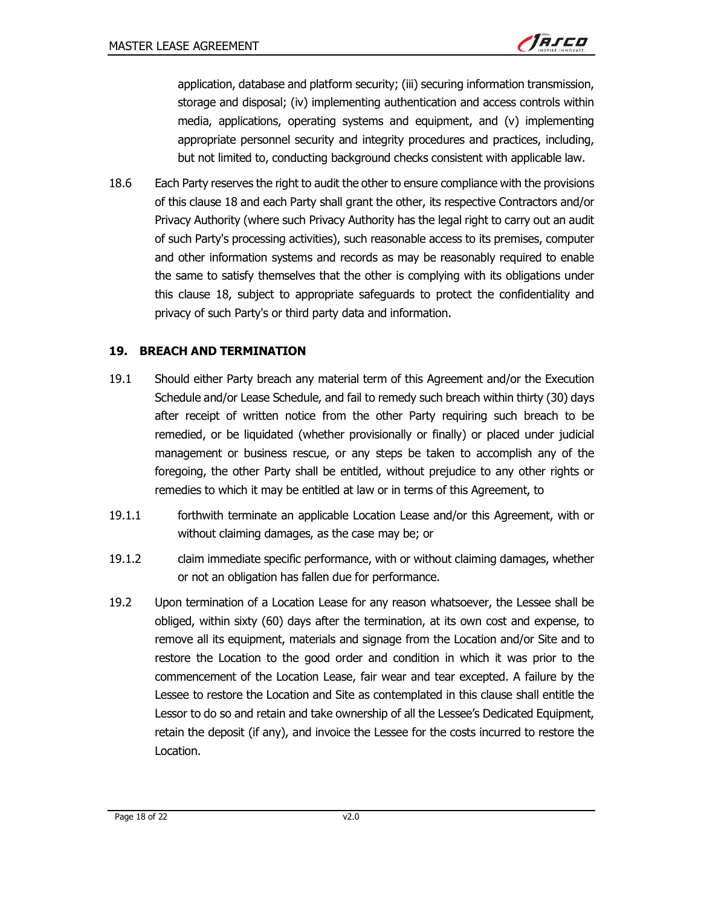application, database and platform security; (iii) securing information transmission, storage and disposal; (iv) implementing authentication and access controls within media, applications, operating systems and equipment, and (v) implementing appropriate personnel security and integrity procedures and practices, including, but not limited to, conducting background checks consistent with applicable law.

18.6 Each Party reserves the right to audit the other to ensure compliance with the provisions of this clause 18 and each Party shall grant the other, its respective Contractors and/or Privacy Authority (where such Privacy Authority has the legal right to carry out an audit of such Party's processing activities), such reasonable access to its premises, computer and other information systems and records as may be reasonably required to enable the same to satisfy themselves that the other is complying with its obligations under this clause 18, subject to appropriate safeguards to protect the confidentiality and privacy of such Party's or third party data and information.

## 19. BREACH AND TERMINATION

19.1 Should either Party breach any material term of this Agreement and/or the Execution Schedule and/or Lease Schedule, and fail to remedy such breach within thirty (30) days after receipt of written notice from the other Party requiring such breach to be remedied, or be liquidated (whether provisionally or finally) or placed under judicial management or business rescue, or any steps be taken to accomplish any of the foregoing, the other Party shall be entitled, without prejudice to any other rights or remedies to which it may be entitled at law or in terms of this Agreement, to

19.1.1 forthwith terminate an applicable Location Lease and/or this Agreement, with or without claiming damages, as the case may be; or

19.1.2 claim immediate specific performance, with or without claiming damages, whether or not an obligation has fallen due for performance.

19.2 Upon termination of a Location Lease for any reason whatsoever, the Lessee shall be obliged, within sixty (60) days after the termination, at its own cost and expense, to remove all its equipment, materials and signage from the Location and/or Site and to restore the Location to the good order and condition in which it was prior to the commencement of the Location Lease, fair wear and tear excepted. A failure by the Lessee to restore the Location and Site as contemplated in this clause shall entitle the Lessor to do so and retain and take ownership of all the Lessee's Dedicated Equipment, retain the deposit (if any), and invoice the Lessee for the costs incurred to restore the Location.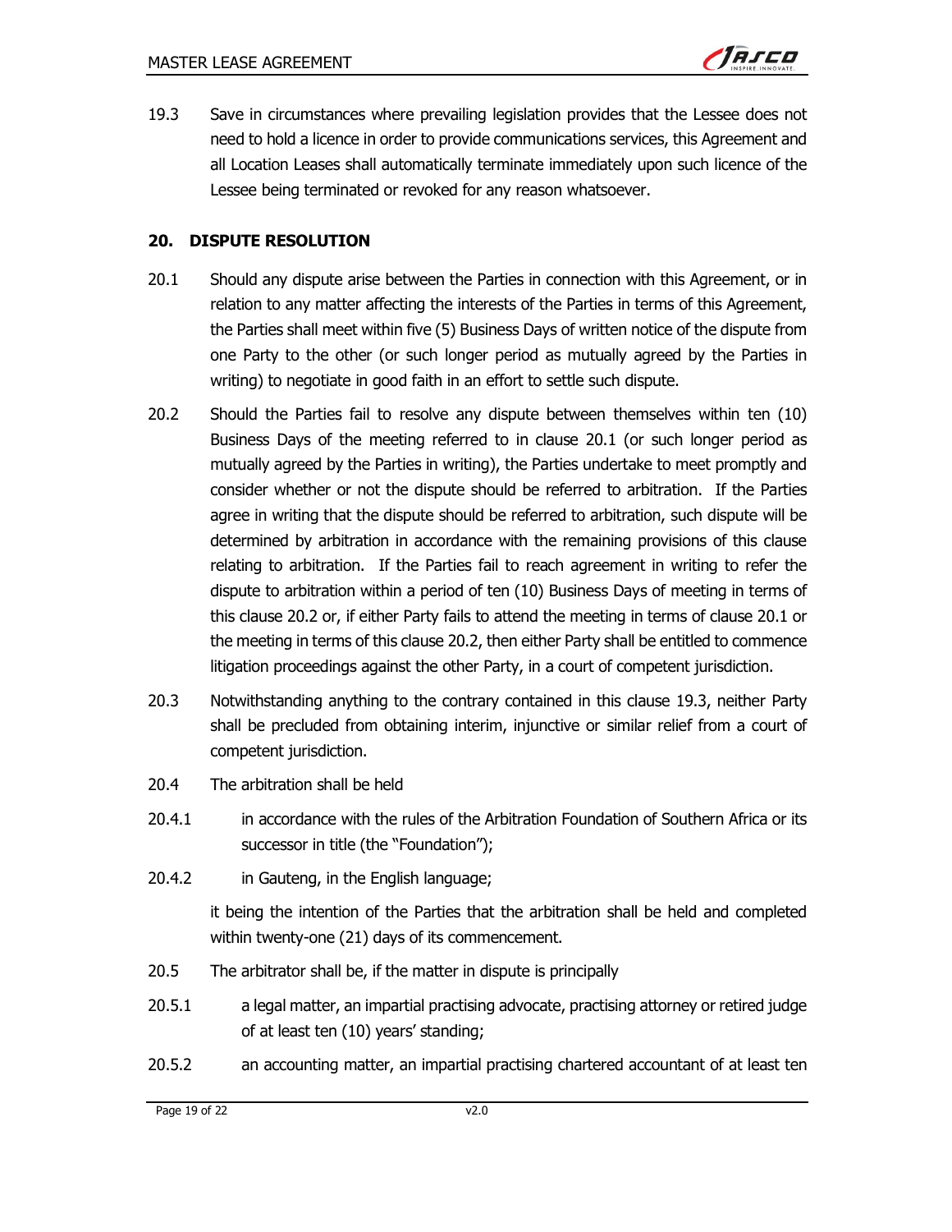19.3 Save in circumstances where prevailing legislation provides that the Lessee does not need to hold a licence in order to provide communications services, this Agreement and all Location Leases shall automatically terminate immediately upon such licence of the Lessee being terminated or revoked for any reason whatsoever.

## 20. DISPUTE RESOLUTION

20.1 Should any dispute arise between the Parties in connection with this Agreement, or in relation to any matter affecting the interests of the Parties in terms of this Agreement, the Parties shall meet within five (5) Business Days of written notice of the dispute from one Party to the other (or such longer period as mutually agreed by the Parties in writing) to negotiate in good faith in an effort to settle such dispute.

20.2 Should the Parties fail to resolve any dispute between themselves within ten (10) Business Days of the meeting referred to in clause 20.1 (or such longer period as mutually agreed by the Parties in writing), the Parties undertake to meet promptly and consider whether or not the dispute should be referred to arbitration. If the Parties agree in writing that the dispute should be referred to arbitration, such dispute will be determined by arbitration in accordance with the remaining provisions of this clause relating to arbitration. If the Parties fail to reach agreement in writing to refer the dispute to arbitration within a period of ten (10) Business Days of meeting in terms of this clause 20.2 or, if either Party fails to attend the meeting in terms of clause 20.1 or the meeting in terms of this clause 20.2, then either Party shall be entitled to commence litigation proceedings against the other Party, in a court of competent jurisdiction.

20.3 Notwithstanding anything to the contrary contained in this clause 19.3, neither Party shall be precluded from obtaining interim, injunctive or similar relief from a court of competent jurisdiction.

20.4 The arbitration shall be held

20.4.1 in accordance with the rules of the Arbitration Foundation of Southern Africa or its successor in title (the "Foundation");

20.4.2 in Gauteng, in the English language;

it being the intention of the Parties that the arbitration shall be held and completed within twenty-one (21) days of its commencement.

20.5 The arbitrator shall be, if the matter in dispute is principally

20.5.1 a legal matter, an impartial practising advocate, practising attorney or retired judge of at least ten (10) years' standing;

20.5.2 an accounting matter, an impartial practising chartered accountant of at least ten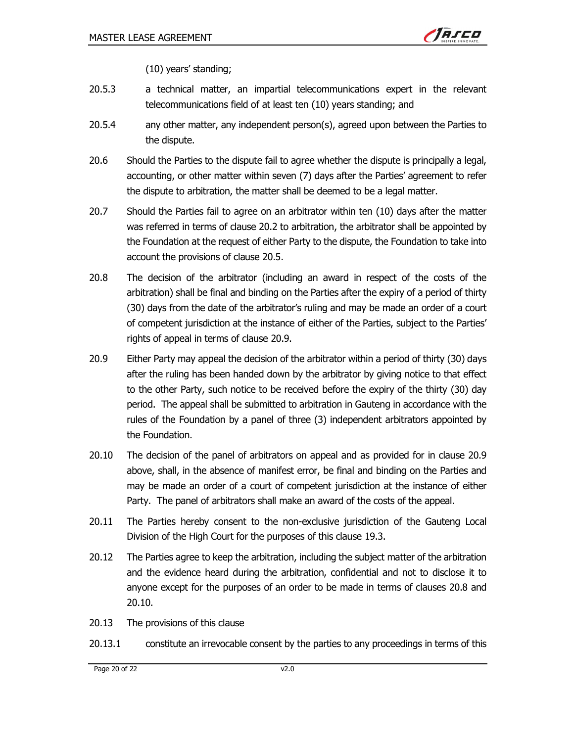(10) years' standing;

20.5.3 a technical matter, an impartial telecommunications expert in the relevant telecommunications field of at least ten (10) years standing; and

20.5.4 any other matter, any independent person(s), agreed upon between the Parties to the dispute.

20.6 Should the Parties to the dispute fail to agree whether the dispute is principally a legal, accounting, or other matter within seven (7) days after the Parties' agreement to refer the dispute to arbitration, the matter shall be deemed to be a legal matter.

20.7 Should the Parties fail to agree on an arbitrator within ten (10) days after the matter was referred in terms of clause 20.2 to arbitration, the arbitrator shall be appointed by the Foundation at the request of either Party to the dispute, the Foundation to take into account the provisions of clause 20.5.

20.8 The decision of the arbitrator (including an award in respect of the costs of the arbitration) shall be final and binding on the Parties after the expiry of a period of thirty (30) days from the date of the arbitrator's ruling and may be made an order of a court of competent jurisdiction at the instance of either of the Parties, subject to the Parties' rights of appeal in terms of clause 20.9.

20.9 Either Party may appeal the decision of the arbitrator within a period of thirty (30) days after the ruling has been handed down by the arbitrator by giving notice to that effect to the other Party, such notice to be received before the expiry of the thirty (30) day period. The appeal shall be submitted to arbitration in Gauteng in accordance with the rules of the Foundation by a panel of three (3) independent arbitrators appointed by the Foundation.

20.10 The decision of the panel of arbitrators on appeal and as provided for in clause 20.9 above, shall, in the absence of manifest error, be final and binding on the Parties and may be made an order of a court of competent jurisdiction at the instance of either Party. The panel of arbitrators shall make an award of the costs of the appeal.

20.11 The Parties hereby consent to the non-exclusive jurisdiction of the Gauteng Local Division of the High Court for the purposes of this clause 19.3.

20.12 The Parties agree to keep the arbitration, including the subject matter of the arbitration and the evidence heard during the arbitration, confidential and not to disclose it to anyone except for the purposes of an order to be made in terms of clauses 20.8 and 20.10.

20.13 The provisions of this clause

20.13.1 constitute an irrevocable consent by the parties to any proceedings in terms of this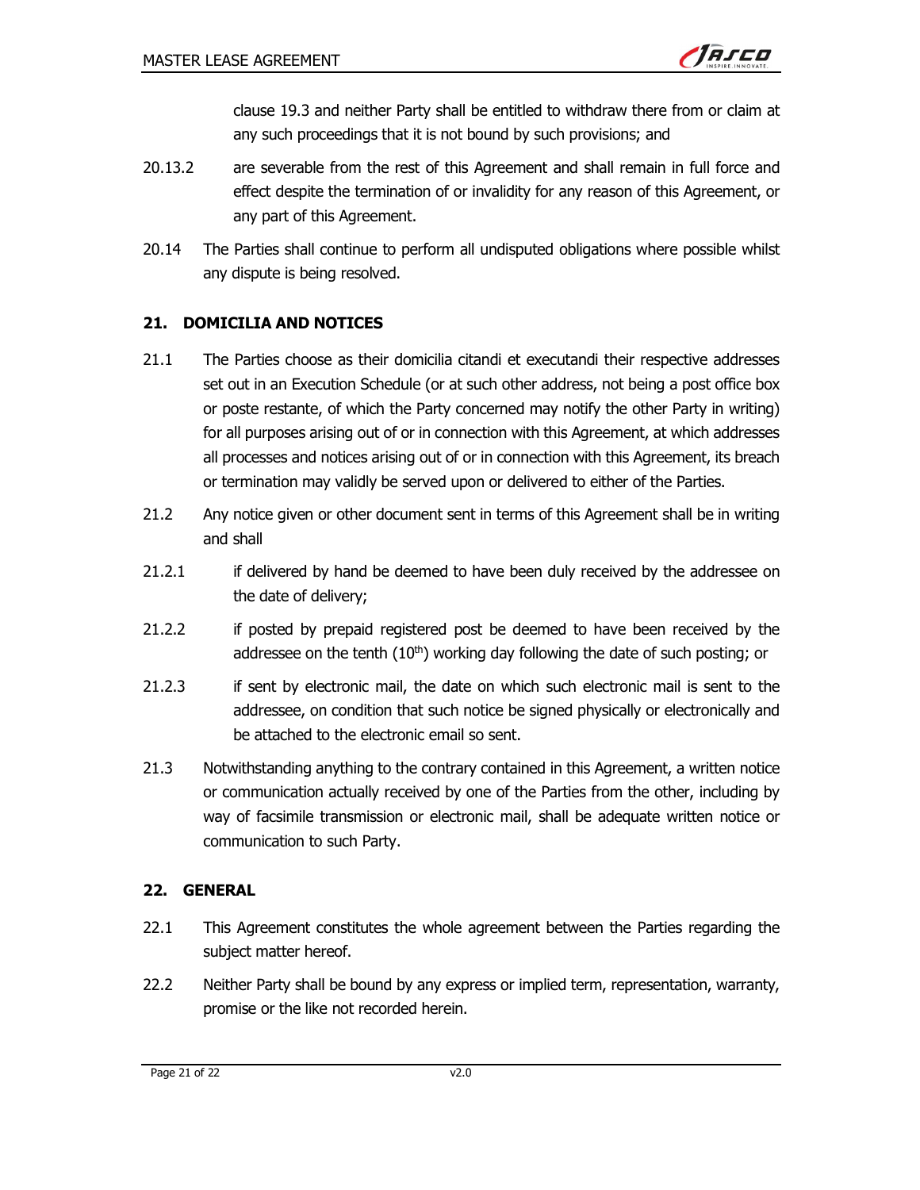clause 19.3 and neither Party shall be entitled to withdraw there from or claim at any such proceedings that it is not bound by such provisions; and

20.13.2 are severable from the rest of this Agreement and shall remain in full force and effect despite the termination of or invalidity for any reason of this Agreement, or any part of this Agreement.

20.14 The Parties shall continue to perform all undisputed obligations where possible whilst any dispute is being resolved.

## 21. DOMICILIA AND NOTICES

21.1 The Parties choose as their domicilia citandi et executandi their respective addresses set out in an Execution Schedule (or at such other address, not being a post office box or poste restante, of which the Party concerned may notify the other Party in writing) for all purposes arising out of or in connection with this Agreement, at which addresses all processes and notices arising out of or in connection with this Agreement, its breach or termination may validly be served upon or delivered to either of the Parties.

21.2 Any notice given or other document sent in terms of this Agreement shall be in writing and shall

21.2.1 if delivered by hand be deemed to have been duly received by the addressee on the date of delivery;

21.2.2 if posted by prepaid registered post be deemed to have been received by the addressee on the tenth (10th) working day following the date of such posting; or

21.2.3 if sent by electronic mail, the date on which such electronic mail is sent to the addressee, on condition that such notice be signed physically or electronically and be attached to the electronic email so sent.

21.3 Notwithstanding anything to the contrary contained in this Agreement, a written notice or communication actually received by one of the Parties from the other, including by way of facsimile transmission or electronic mail, shall be adequate written notice or communication to such Party.

## 22. GENERAL

22.1 This Agreement constitutes the whole agreement between the Parties regarding the subject matter hereof.

22.2 Neither Party shall be bound by any express or implied term, representation, warranty, promise or the like not recorded herein.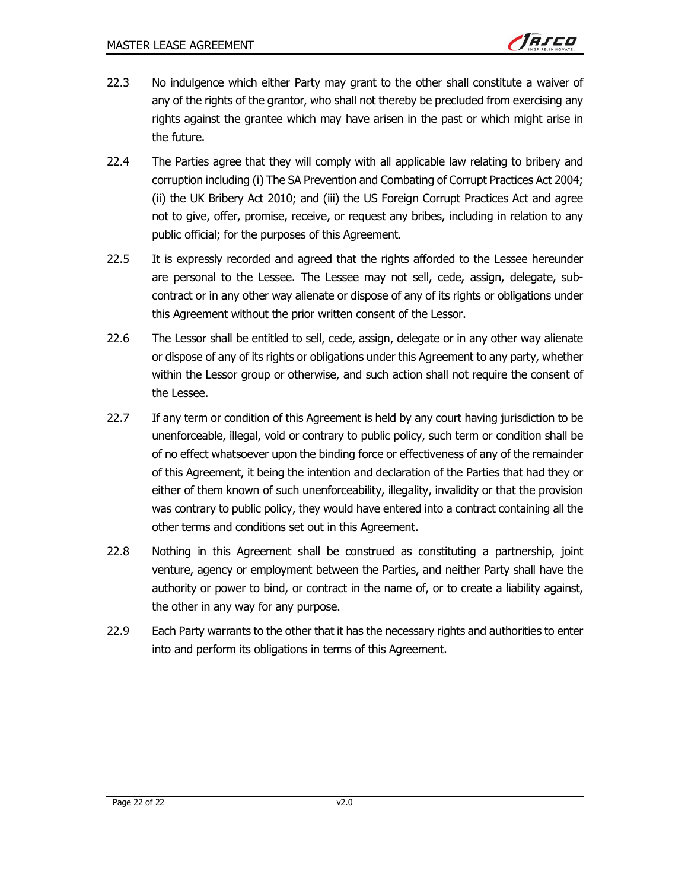22.3 No indulgence which either Party may grant to the other shall constitute a waiver of any of the rights of the grantor, who shall not thereby be precluded from exercising any rights against the grantee which may have arisen in the past or which might arise in the future.

22.4 The Parties agree that they will comply with all applicable law relating to bribery and corruption including (i) The SA Prevention and Combating of Corrupt Practices Act 2004; (ii) the UK Bribery Act 2010; and (iii) the US Foreign Corrupt Practices Act and agree not to give, offer, promise, receive, or request any bribes, including in relation to any public official; for the purposes of this Agreement.

22.5 It is expressly recorded and agreed that the rights afforded to the Lessee hereunder are personal to the Lessee. The Lessee may not sell, cede, assign, delegate, sub-contract or in any other way alienate or dispose of any of its rights or obligations under this Agreement without the prior written consent of the Lessor.

22.6 The Lessor shall be entitled to sell, cede, assign, delegate or in any other way alienate or dispose of any of its rights or obligations under this Agreement to any party, whether within the Lessor group or otherwise, and such action shall not require the consent of the Lessee.

22.7 If any term or condition of this Agreement is held by any court having jurisdiction to be unenforceable, illegal, void or contrary to public policy, such term or condition shall be of no effect whatsoever upon the binding force or effectiveness of any of the remainder of this Agreement, it being the intention and declaration of the Parties that had they or either of them known of such unenforceability, illegality, invalidity or that the provision was contrary to public policy, they would have entered into a contract containing all the other terms and conditions set out in this Agreement.

22.8 Nothing in this Agreement shall be construed as constituting a partnership, joint venture, agency or employment between the Parties, and neither Party shall have the authority or power to bind, or contract in the name of, or to create a liability against, the other in any way for any purpose.

22.9 Each Party warrants to the other that it has the necessary rights and authorities to enter into and perform its obligations in terms of this Agreement.